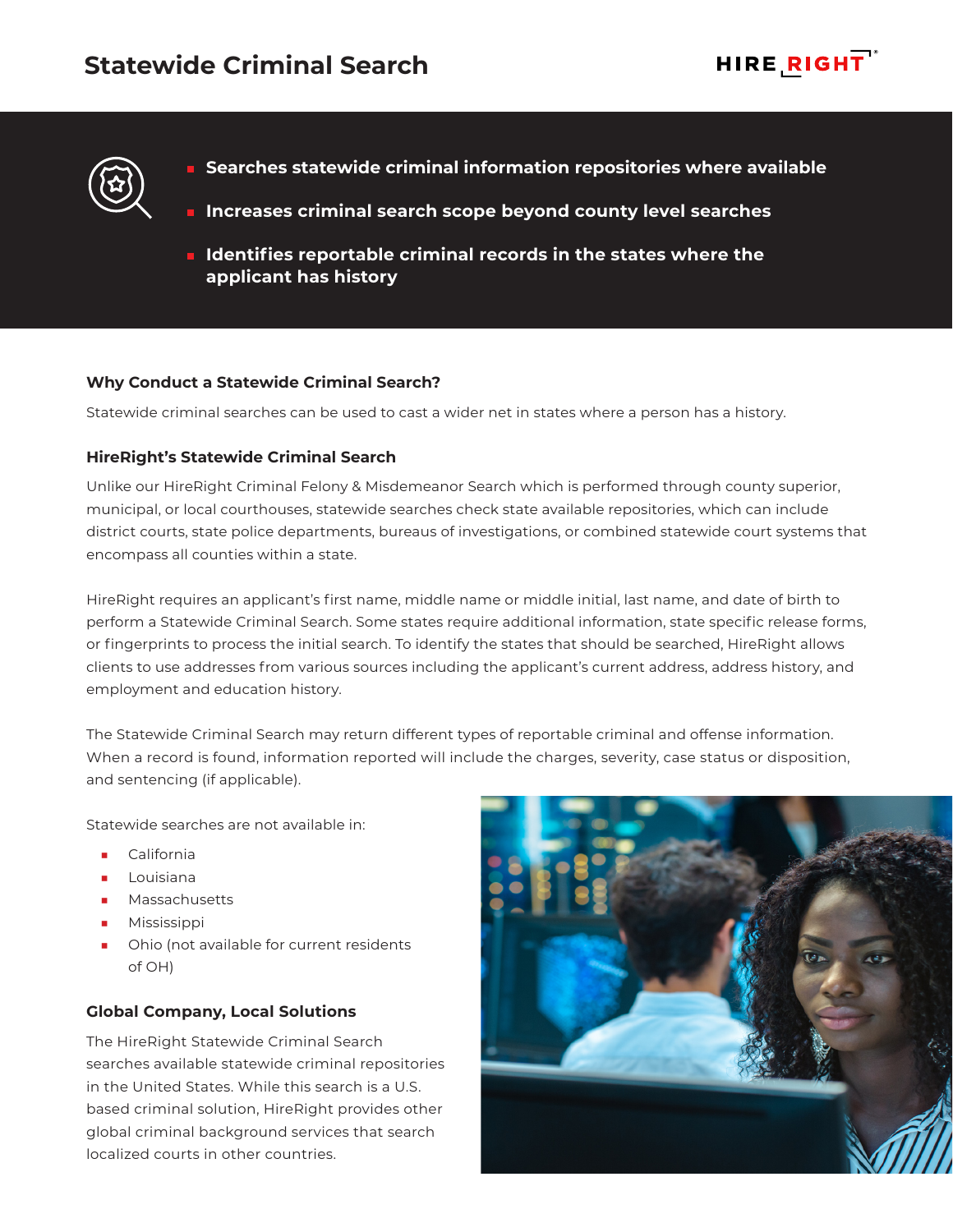# Statewide Criminal Search

- **Searches statewide criminal information repositories where available**
- **Increases criminal search scope beyond county level searches**
- **Identifies reportable criminal records in the states where the applicant has history**

### Why Conduct a Statewide Criminal Search?

Statewide criminal searches can be used to cast a wider net in states where a person has a history.

### HireRight's Statewide Criminal Search

Unlike our HireRight Criminal Felony & Misdemeanor Search which is performed through county superior, municipal, or local courthouses, statewide searches check state available repositories, which can include district courts, state police departments, bureaus of investigations, or combined statewide court systems that encompass all counties within a state.

HireRight requires an applicant's first name, middle name or middle initial, last name, and date of birth to perform a Statewide Criminal Search. Some states require additional information, state specific release forms, or fingerprints to process the initial search. To identify the states that should be searched, HireRight allows clients to use addresses from various sources including the applicant's current address, address history, and employment and education history.

The Statewide Criminal Search may return different types of reportable criminal and offense information. When a record is found, information reported will include the charges, severity, case status or disposition, and sentencing (if applicable).

Statewide searches are not available in:

- California
- Louisiana
- Massachusetts
- Mississippi
- Ohio (not available for current residents of OH)

### Global Company, Local Solutions

The HireRight Statewide Criminal Search searches available statewide criminal repositories in the United States. While this search is a U.S. based criminal solution, HireRight provides other global criminal background services that search localized courts in other countries.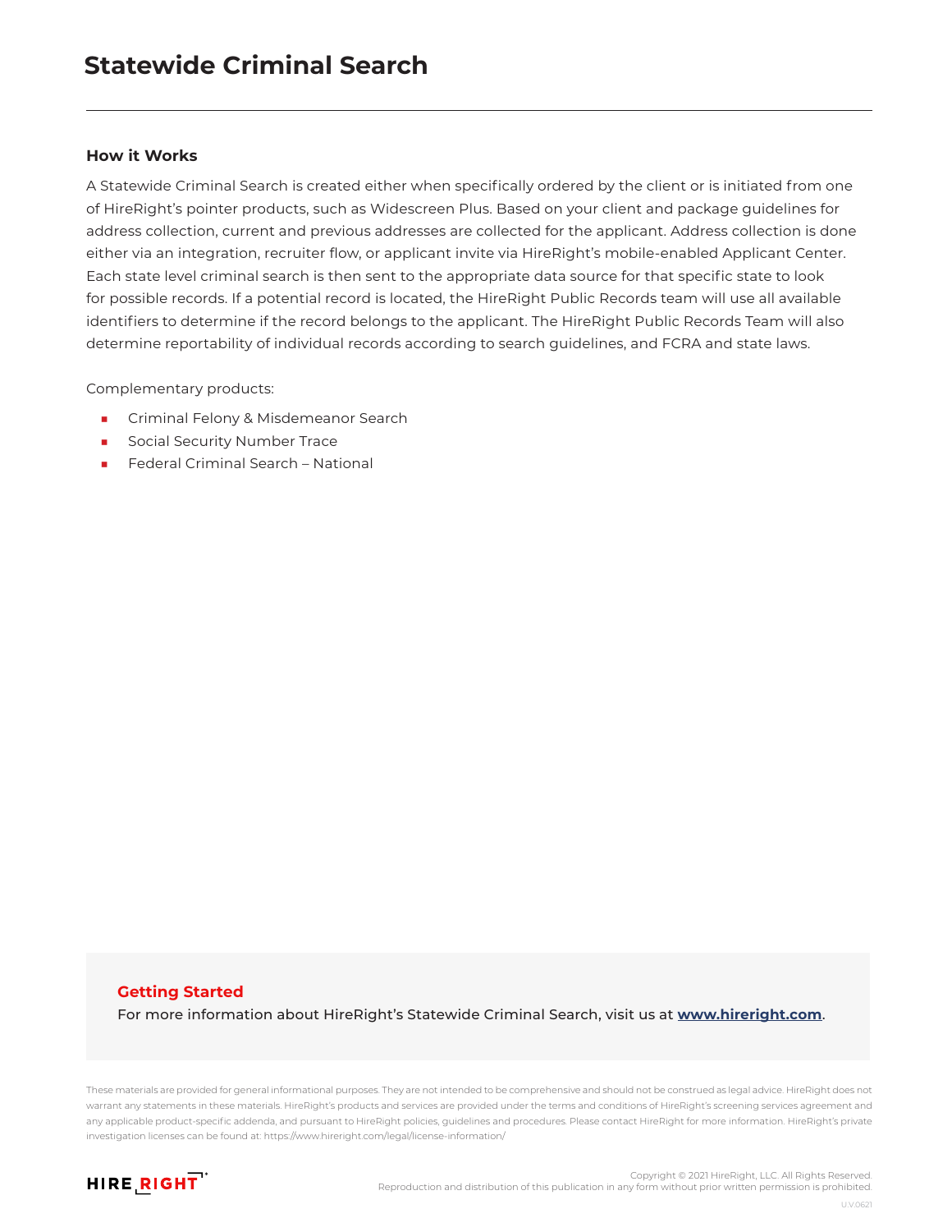# Statewide Criminal Search

### How it Works

A Statewide Criminal Search is created either when specifically ordered by the client or is initiated from one of HireRight's pointer products, such as Widescreen Plus. Based on your client and package guidelines for address collection, current and previous addresses are collected for the applicant. Address collection is done either via an integration, recruiter flow, or applicant invite via HireRight's mobile-enabled Applicant Center. Each state level criminal search is then sent to the appropriate data source for that specific state to look for possible records. If a potential record is located, the HireRight Public Records team will use all available identifiers to determine if the record belongs to the applicant. The HireRight Public Records Team will also determine reportability of individual records according to search guidelines, and FCRA and state laws.

Complementary products:

- Criminal Felony & Misdemeanor Search
- Social Security Number Trace
- Federal Criminal Search – National

### Getting Started

For more information about HireRight's Statewide Criminal Search, visit us at **www.hireright.com**.

These materials are provided for general informational purposes. They are not intended to be comprehensive and should not be construed as legal advice. HireRight does not warrant any statements in these materials. HireRight's products and services are provided under the terms and conditions of HireRight's screening services agreement and any applicable product-specific addenda, and pursuant to HireRight policies, guidelines and procedures. Please contact HireRight for more information. HireRight's private investigation licenses can be found at: https://www.hireright.com/legal/license-information/

HIRE RIGHT

Copyright © 2021 HireRight, LLC. All Rights Reserved.
Reproduction and distribution of this publication in any form without prior written permission is prohibited.

U.V.0621